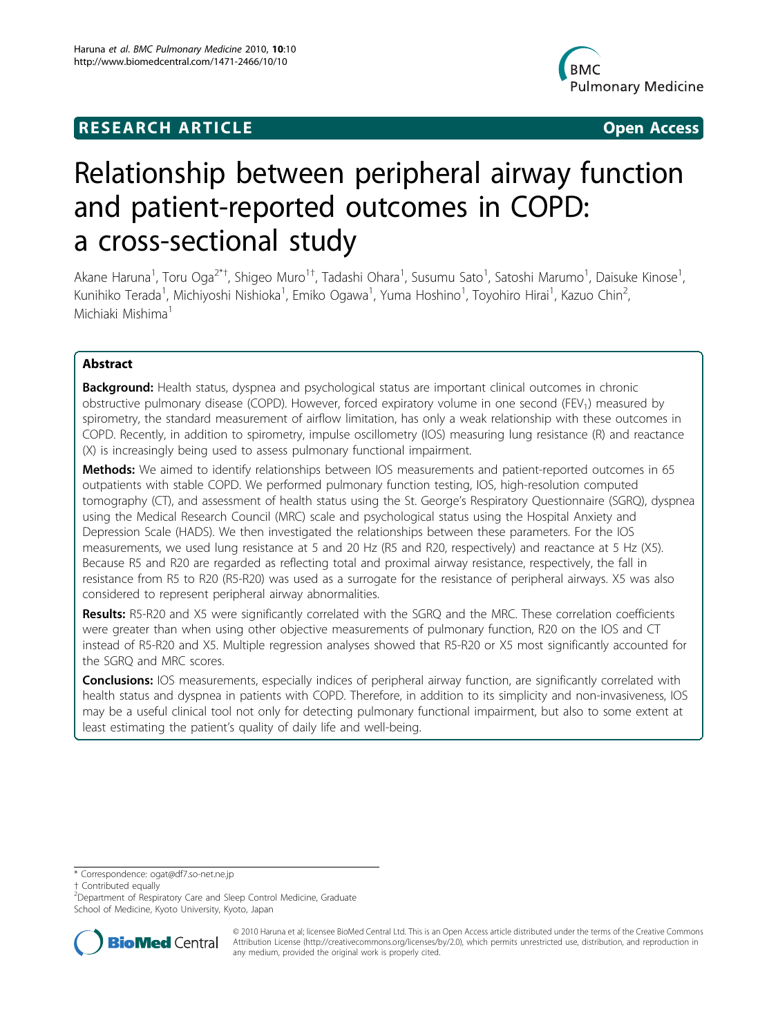RESEARCH ARTICLE **Open Access**

# Relationship between peripheral airway function and patient-reported outcomes in COPD: a cross-sectional study

Akane Haruna[1], Toru Oga[2*†], Shigeo Muro[1†], Tadashi Ohara[1], Susumu Sato[1], Satoshi Marumo[1], Daisuke Kinose[1], Kunihiko Terada[1], Michiyoshi Nishioka[1], Emiko Ogawa[1], Yuma Hoshino[1], Toyohiro Hirai[1], Kazuo Chin[2], Michiaki Mishima[1]

## Abstract

**Background:** Health status, dyspnea and psychological status are important clinical outcomes in chronic obstructive pulmonary disease (COPD). However, forced expiratory volume in one second ($FEV_1$) measured by spirometry, the standard measurement of airflow limitation, has only a weak relationship with these outcomes in COPD. Recently, in addition to spirometry, impulse oscillometry (IOS) measuring lung resistance (R) and reactance (X) is increasingly being used to assess pulmonary functional impairment.

**Methods:** We aimed to identify relationships between IOS measurements and patient-reported outcomes in 65 outpatients with stable COPD. We performed pulmonary function testing, IOS, high-resolution computed tomography (CT), and assessment of health status using the St. George's Respiratory Questionnaire (SGRQ), dyspnea using the Medical Research Council (MRC) scale and psychological status using the Hospital Anxiety and Depression Scale (HADS). We then investigated the relationships between these parameters. For the IOS measurements, we used lung resistance at 5 and 20 Hz (R5 and R20, respectively) and reactance at 5 Hz (X5). Because R5 and R20 are regarded as reflecting total and proximal airway resistance, respectively, the fall in resistance from R5 to R20 (R5-R20) was used as a surrogate for the resistance of peripheral airways. X5 was also considered to represent peripheral airway abnormalities.

**Results:** R5-R20 and X5 were significantly correlated with the SGRQ and the MRC. These correlation coefficients were greater than when using other objective measurements of pulmonary function, R20 on the IOS and CT instead of R5-R20 and X5. Multiple regression analyses showed that R5-R20 or X5 most significantly accounted for the SGRQ and MRC scores.

**Conclusions:** IOS measurements, especially indices of peripheral airway function, are significantly correlated with health status and dyspnea in patients with COPD. Therefore, in addition to its simplicity and non-invasiveness, IOS may be a useful clinical tool not only for detecting pulmonary functional impairment, but also to some extent at least estimating the patient's quality of daily life and well-being.

---

\* Correspondence: ogat@df7.so-net.ne.jp
† Contributed equally
[2]Department of Respiratory Care and Sleep Control Medicine, Graduate School of Medicine, Kyoto University, Kyoto, Japan

© 2010 Haruna et al; licensee BioMed Central Ltd. This is an Open Access article distributed under the terms of the Creative Commons Attribution License (http://creativecommons.org/licenses/by/2.0), which permits unrestricted use, distribution, and reproduction in any medium, provided the original work is properly cited.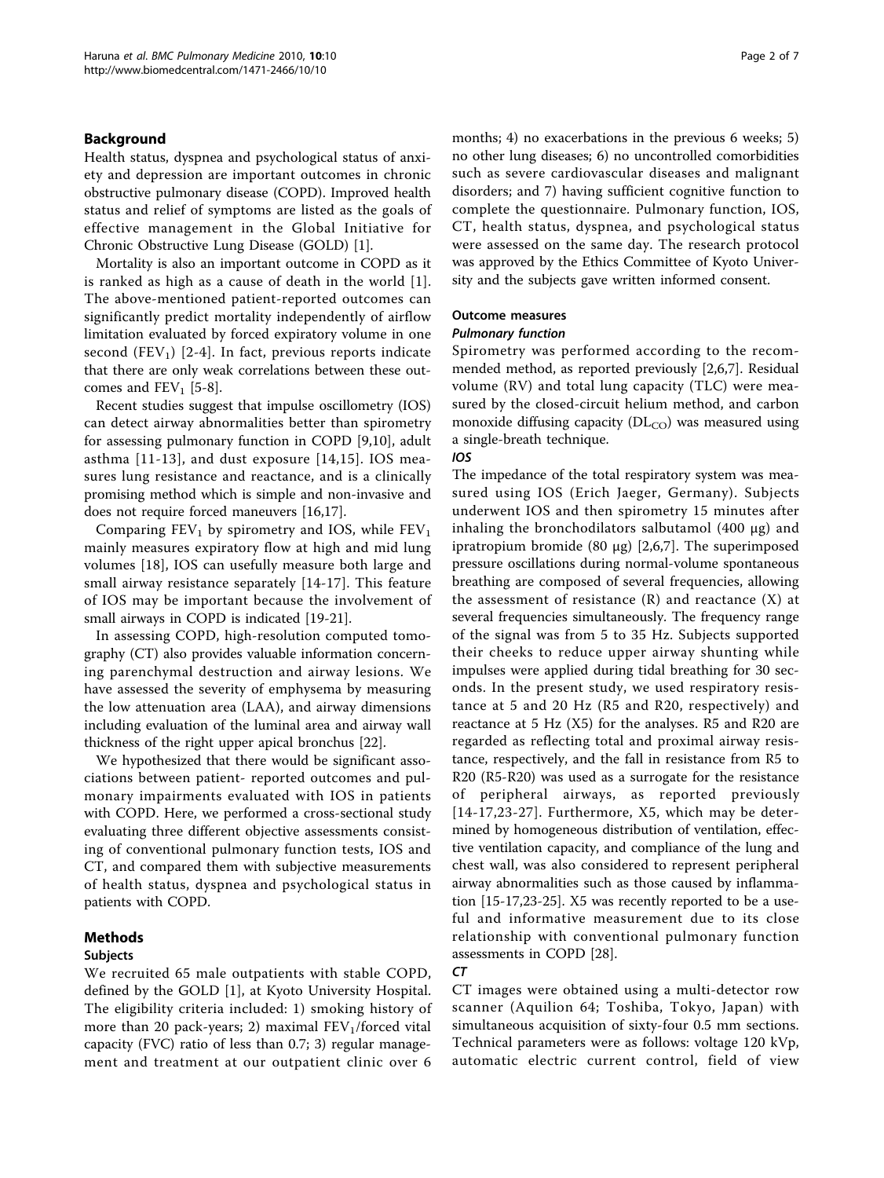## Background

Health status, dyspnea and psychological status of anxiety and depression are important outcomes in chronic obstructive pulmonary disease (COPD). Improved health status and relief of symptoms are listed as the goals of effective management in the Global Initiative for Chronic Obstructive Lung Disease (GOLD) [1].

Mortality is also an important outcome in COPD as it is ranked as high as a cause of death in the world [1]. The above-mentioned patient-reported outcomes can significantly predict mortality independently of airflow limitation evaluated by forced expiratory volume in one second ($FEV_1$) [2-4]. In fact, previous reports indicate that there are only weak correlations between these outcomes and $FEV_1$ [5-8].

Recent studies suggest that impulse oscillometry (IOS) can detect airway abnormalities better than spirometry for assessing pulmonary function in COPD [9,10], adult asthma [11-13], and dust exposure [14,15]. IOS measures lung resistance and reactance, and is a clinically promising method which is simple and non-invasive and does not require forced maneuvers [16,17].

Comparing $FEV_1$ by spirometry and IOS, while $FEV_1$ mainly measures expiratory flow at high and mid lung volumes [18], IOS can usefully measure both large and small airway resistance separately [14-17]. This feature of IOS may be important because the involvement of small airways in COPD is indicated [19-21].

In assessing COPD, high-resolution computed tomography (CT) also provides valuable information concerning parenchymal destruction and airway lesions. We have assessed the severity of emphysema by measuring the low attenuation area (LAA), and airway dimensions including evaluation of the luminal area and airway wall thickness of the right upper apical bronchus [22].

We hypothesized that there would be significant associations between patient- reported outcomes and pulmonary impairments evaluated with IOS in patients with COPD. Here, we performed a cross-sectional study evaluating three different objective assessments consisting of conventional pulmonary function tests, IOS and CT, and compared them with subjective measurements of health status, dyspnea and psychological status in patients with COPD.

## Methods

### Subjects

We recruited 65 male outpatients with stable COPD, defined by the GOLD [1], at Kyoto University Hospital. The eligibility criteria included: 1) smoking history of more than 20 pack-years; 2) maximal $FEV_1$/forced vital capacity (FVC) ratio of less than 0.7; 3) regular management and treatment at our outpatient clinic over 6 months; 4) no exacerbations in the previous 6 weeks; 5) no other lung diseases; 6) no uncontrolled comorbidities such as severe cardiovascular diseases and malignant disorders; and 7) having sufficient cognitive function to complete the questionnaire. Pulmonary function, IOS, CT, health status, dyspnea, and psychological status were assessed on the same day. The research protocol was approved by the Ethics Committee of Kyoto University and the subjects gave written informed consent.

### Outcome measures

#### *Pulmonary function*

Spirometry was performed according to the recommended method, as reported previously [2,6,7]. Residual volume (RV) and total lung capacity (TLC) were measured by the closed-circuit helium method, and carbon monoxide diffusing capacity ($DL_{CO}$) was measured using a single-breath technique.

#### *IOS*

The impedance of the total respiratory system was measured using IOS (Erich Jaeger, Germany). Subjects underwent IOS and then spirometry 15 minutes after inhaling the bronchodilators salbutamol (400 μg) and ipratropium bromide (80 μg) [2,6,7]. The superimposed pressure oscillations during normal-volume spontaneous breathing are composed of several frequencies, allowing the assessment of resistance (R) and reactance (X) at several frequencies simultaneously. The frequency range of the signal was from 5 to 35 Hz. Subjects supported their cheeks to reduce upper airway shunting while impulses were applied during tidal breathing for 30 seconds. In the present study, we used respiratory resistance at 5 and 20 Hz (R5 and R20, respectively) and reactance at 5 Hz (X5) for the analyses. R5 and R20 are regarded as reflecting total and proximal airway resistance, respectively, and the fall in resistance from R5 to R20 (R5-R20) was used as a surrogate for the resistance of peripheral airways, as reported previously [14-17,23-27]. Furthermore, X5, which may be determined by homogeneous distribution of ventilation, effective ventilation capacity, and compliance of the lung and chest wall, was also considered to represent peripheral airway abnormalities such as those caused by inflammation [15-17,23-25]. X5 was recently reported to be a useful and informative measurement due to its close relationship with conventional pulmonary function assessments in COPD [28].

#### *CT*

CT images were obtained using a multi-detector row scanner (Aquilion 64; Toshiba, Tokyo, Japan) with simultaneous acquisition of sixty-four 0.5 mm sections. Technical parameters were as follows: voltage 120 kVp, automatic electric current control, field of view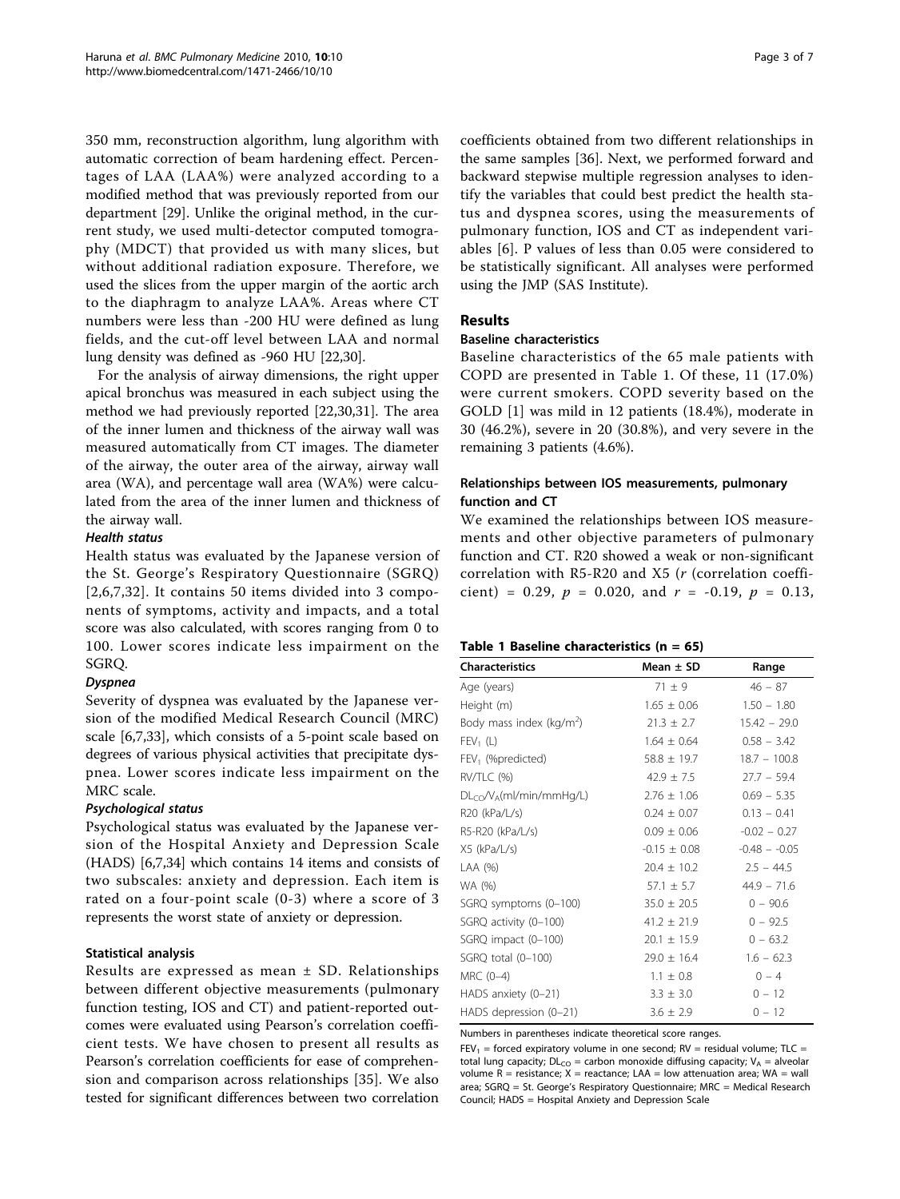350 mm, reconstruction algorithm, lung algorithm with automatic correction of beam hardening effect. Percentages of LAA (LAA%) were analyzed according to a modified method that was previously reported from our department [29]. Unlike the original method, in the current study, we used multi-detector computed tomography (MDCT) that provided us with many slices, but without additional radiation exposure. Therefore, we used the slices from the upper margin of the aortic arch to the diaphragm to analyze LAA%. Areas where CT numbers were less than -200 HU were defined as lung fields, and the cut-off level between LAA and normal lung density was defined as -960 HU [22,30].

For the analysis of airway dimensions, the right upper apical bronchus was measured in each subject using the method we had previously reported [22,30,31]. The area of the inner lumen and thickness of the airway wall was measured automatically from CT images. The diameter of the airway, the outer area of the airway, airway wall area (WA), and percentage wall area (WA%) were calculated from the area of the inner lumen and thickness of the airway wall.

#### Health status

Health status was evaluated by the Japanese version of the St. George's Respiratory Questionnaire (SGRQ) [2,6,7,32]. It contains 50 items divided into 3 components of symptoms, activity and impacts, and a total score was also calculated, with scores ranging from 0 to 100. Lower scores indicate less impairment on the SGRQ.

#### Dyspnea

Severity of dyspnea was evaluated by the Japanese version of the modified Medical Research Council (MRC) scale [6,7,33], which consists of a 5-point scale based on degrees of various physical activities that precipitate dyspnea. Lower scores indicate less impairment on the MRC scale.

#### Psychological status

Psychological status was evaluated by the Japanese version of the Hospital Anxiety and Depression Scale (HADS) [6,7,34] which contains 14 items and consists of two subscales: anxiety and depression. Each item is rated on a four-point scale (0-3) where a score of 3 represents the worst state of anxiety or depression.

### Statistical analysis

Results are expressed as mean ± SD. Relationships between different objective measurements (pulmonary function testing, IOS and CT) and patient-reported outcomes were evaluated using Pearson's correlation coefficient tests. We have chosen to present all results as Pearson's correlation coefficients for ease of comprehension and comparison across relationships [35]. We also tested for significant differences between two correlation coefficients obtained from two different relationships in the same samples [36]. Next, we performed forward and backward stepwise multiple regression analyses to identify the variables that could best predict the health status and dyspnea scores, using the measurements of pulmonary function, IOS and CT as independent variables [6]. P values of less than 0.05 were considered to be statistically significant. All analyses were performed using the JMP (SAS Institute).

## Results

### Baseline characteristics

Baseline characteristics of the 65 male patients with COPD are presented in Table 1. Of these, 11 (17.0%) were current smokers. COPD severity based on the GOLD [1] was mild in 12 patients (18.4%), moderate in 30 (46.2%), severe in 20 (30.8%), and very severe in the remaining 3 patients (4.6%).

### Relationships between IOS measurements, pulmonary function and CT

We examined the relationships between IOS measurements and other objective parameters of pulmonary function and CT. R20 showed a weak or non-significant correlation with R5-R20 and X5 ($r$ (correlation coefficient) = 0.29, $p$ = 0.020, and $r$ = -0.19, $p$ = 0.13,

**Table 1 Baseline characteristics (n = 65)**

| Characteristics | Mean ± SD | Range |
|---|---|---|
| Age (years) | 71 ± 9 | 46 – 87 |
| Height (m) | 1.65 ± 0.06 | 1.50 – 1.80 |
| Body mass index (kg/m$^2$) | 21.3 ± 2.7 | 15.42 – 29.0 |
| $FEV_1$ (L) | 1.64 ± 0.64 | 0.58 – 3.42 |
| $FEV_1$ (%predicted) | 58.8 ± 19.7 | 18.7 – 100.8 |
| RV/TLC (%) | 42.9 ± 7.5 | 27.7 – 59.4 |
| $DL_{CO}/V_A$(ml/min/mmHg/L) | 2.76 ± 1.06 | 0.69 – 5.35 |
| R20 (kPa/L/s) | 0.24 ± 0.07 | 0.13 – 0.41 |
| R5-R20 (kPa/L/s) | 0.09 ± 0.06 | -0.02 – 0.27 |
| X5 (kPa/L/s) | -0.15 ± 0.08 | -0.48 – -0.05 |
| LAA (%) | 20.4 ± 10.2 | 2.5 – 44.5 |
| WA (%) | 57.1 ± 5.7 | 44.9 – 71.6 |
| SGRQ symptoms (0–100) | 35.0 ± 20.5 | 0 – 90.6 |
| SGRQ activity (0–100) | 41.2 ± 21.9 | 0 – 92.5 |
| SGRQ impact (0–100) | 20.1 ± 15.9 | 0 – 63.2 |
| SGRQ total (0–100) | 29.0 ± 16.4 | 1.6 – 62.3 |
| MRC (0–4) | 1.1 ± 0.8 | 0 – 4 |
| HADS anxiety (0–21) | 3.3 ± 3.0 | 0 – 12 |
| HADS depression (0–21) | 3.6 ± 2.9 | 0 – 12 |

Numbers in parentheses indicate theoretical score ranges.

$FEV_1$ = forced expiratory volume in one second; RV = residual volume; TLC = total lung capacity; $DL_{CO}$ = carbon monoxide diffusing capacity; $V_A$ = alveolar volume R = resistance; X = reactance; LAA = low attenuation area; WA = wall area; SGRQ = St. George's Respiratory Questionnaire; MRC = Medical Research Council; HADS = Hospital Anxiety and Depression Scale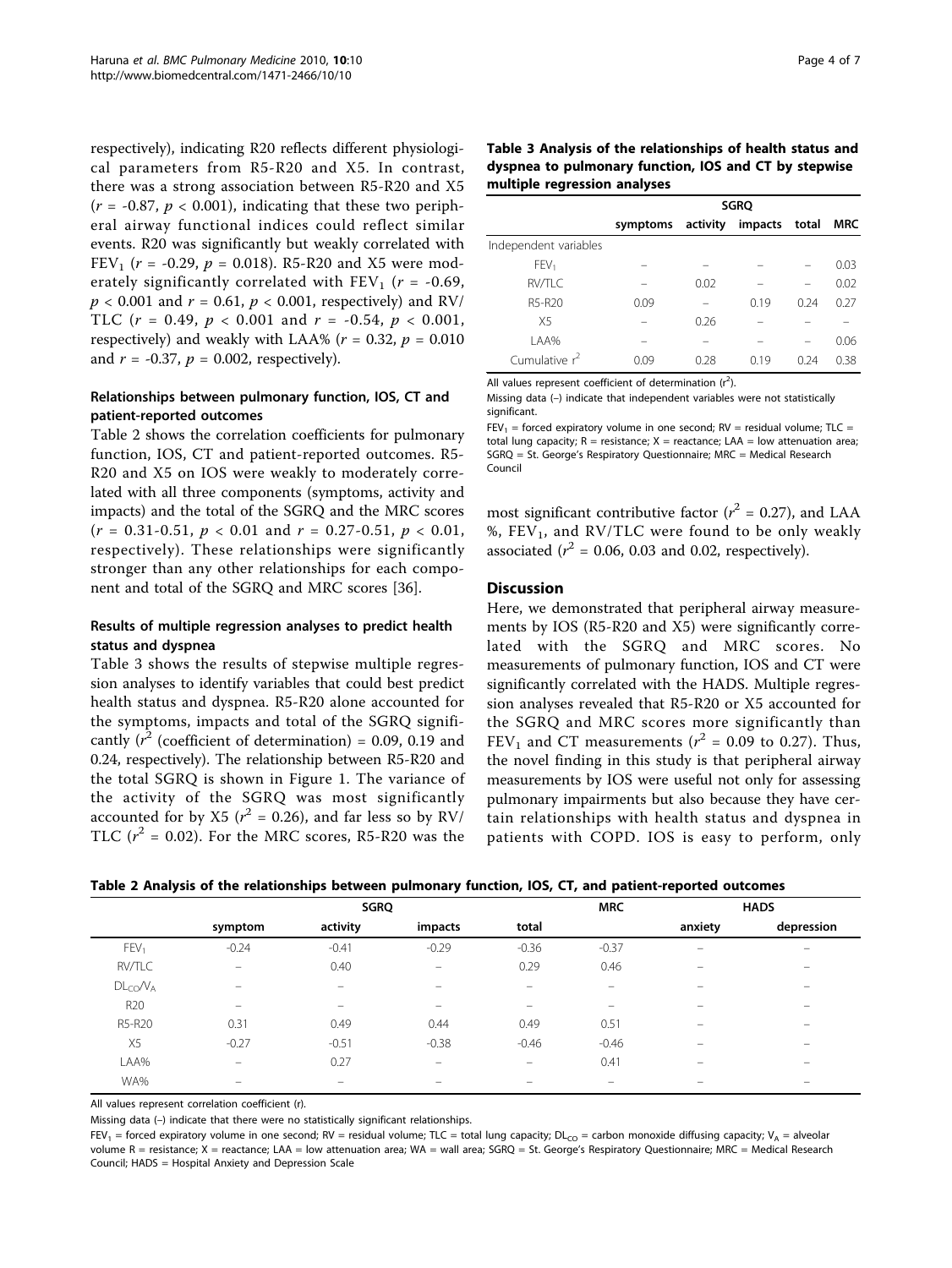respectively), indicating R20 reflects different physiological parameters from R5-R20 and X5. In contrast, there was a strong association between R5-R20 and X5 ($r$ = -0.87, $p$ < 0.001), indicating that these two peripheral airway functional indices could reflect similar events. R20 was significantly but weakly correlated with $FEV_1$ ($r$ = -0.29, $p$ = 0.018). R5-R20 and X5 were moderately significantly correlated with $FEV_1$ ($r$ = -0.69, $p$ < 0.001 and $r$ = 0.61, $p$ < 0.001, respectively) and RV/TLC ($r$ = 0.49, $p$ < 0.001 and $r$ = -0.54, $p$ < 0.001, respectively) and weakly with LAA% ($r$ = 0.32, $p$ = 0.010 and $r$ = -0.37, $p$ = 0.002, respectively).

### Relationships between pulmonary function, IOS, CT and patient-reported outcomes

Table 2 shows the correlation coefficients for pulmonary function, IOS, CT and patient-reported outcomes. R5-R20 and X5 on IOS were weakly to moderately correlated with all three components (symptoms, activity and impacts) and the total of the SGRQ and the MRC scores ($r$ = 0.31-0.51, $p$ < 0.01 and $r$ = 0.27-0.51, $p$ < 0.01, respectively). These relationships were significantly stronger than any other relationships for each component and total of the SGRQ and MRC scores [36].

### Results of multiple regression analyses to predict health status and dyspnea

Table 3 shows the results of stepwise multiple regression analyses to identify variables that could best predict health status and dyspnea. R5-R20 alone accounted for the symptoms, impacts and total of the SGRQ significantly ($r^2$ (coefficient of determination) = 0.09, 0.19 and 0.24, respectively). The relationship between R5-R20 and the total SGRQ is shown in Figure 1. The variance of the activity of the SGRQ was most significantly accounted for by X5 ($r^2$ = 0.26), and far less so by RV/TLC ($r^2$ = 0.02). For the MRC scores, R5-R20 was the most significant contributive factor ($r^2$ = 0.27), and LAA %, $FEV_1$, and RV/TLC were found to be only weakly associated ($r^2$ = 0.06, 0.03 and 0.02, respectively).

**Table 3 Analysis of the relationships of health status and dyspnea to pulmonary function, IOS and CT by stepwise multiple regression analyses**

| | SGRQ | | | | |
|---|---|---|---|---|---|
| | symptoms | activity | impacts | total | MRC |
| Independent variables | | | | | |
| $FEV_1$ | – | – | – | – | 0.03 |
| RV/TLC | – | 0.02 | – | – | 0.02 |
| R5-R20 | 0.09 | – | 0.19 | 0.24 | 0.27 |
| X5 | – | 0.26 | – | – | – |
| LAA% | – | – | – | – | 0.06 |
| Cumulative $r^2$ | 0.09 | 0.28 | 0.19 | 0.24 | 0.38 |

All values represent coefficient of determination ($r^2$).

Missing data (–) indicate that independent variables were not statistically significant.

$FEV_1$ = forced expiratory volume in one second; RV = residual volume; TLC = total lung capacity; R = resistance; X = reactance; LAA = low attenuation area; SGRQ = St. George's Respiratory Questionnaire; MRC = Medical Research Council

## Discussion

Here, we demonstrated that peripheral airway measurements by IOS (R5-R20 and X5) were significantly correlated with the SGRQ and MRC scores. No measurements of pulmonary function, IOS and CT were significantly correlated with the HADS. Multiple regression analyses revealed that R5-R20 or X5 accounted for the SGRQ and MRC scores more significantly than $FEV_1$ and CT measurements ($r^2$ = 0.09 to 0.27). Thus, the novel finding in this study is that peripheral airway measurements by IOS were useful not only for assessing pulmonary impairments but also because they have certain relationships with health status and dyspnea in patients with COPD. IOS is easy to perform, only

**Table 2 Analysis of the relationships between pulmonary function, IOS, CT, and patient-reported outcomes**

| | SGRQ | | | | MRC | HADS | |
|---|---|---|---|---|---|---|---|
| | symptom | activity | impacts | total | | anxiety | depression |
| $FEV_1$ | -0.24 | -0.41 | -0.29 | -0.36 | -0.37 | – | – |
| RV/TLC | – | 0.40 | – | 0.29 | 0.46 | – | – |
| $DL_{CO}/V_A$ | – | – | – | – | – | – | – |
| R20 | – | – | – | – | – | – | – |
| R5-R20 | 0.31 | 0.49 | 0.44 | 0.49 | 0.51 | – | – |
| X5 | -0.27 | -0.51 | -0.38 | -0.46 | -0.46 | – | – |
| LAA% | – | 0.27 | – | – | 0.41 | – | – |
| WA% | – | – | – | – | – | – | – |

All values represent correlation coefficient (r).

Missing data (–) indicate that there were no statistically significant relationships.

$FEV_1$ = forced expiratory volume in one second; RV = residual volume; TLC = total lung capacity; $DL_{CO}$ = carbon monoxide diffusing capacity; $V_A$ = alveolar volume R = resistance; X = reactance; LAA = low attenuation area; WA = wall area; SGRQ = St. George's Respiratory Questionnaire; MRC = Medical Research Council; HADS = Hospital Anxiety and Depression Scale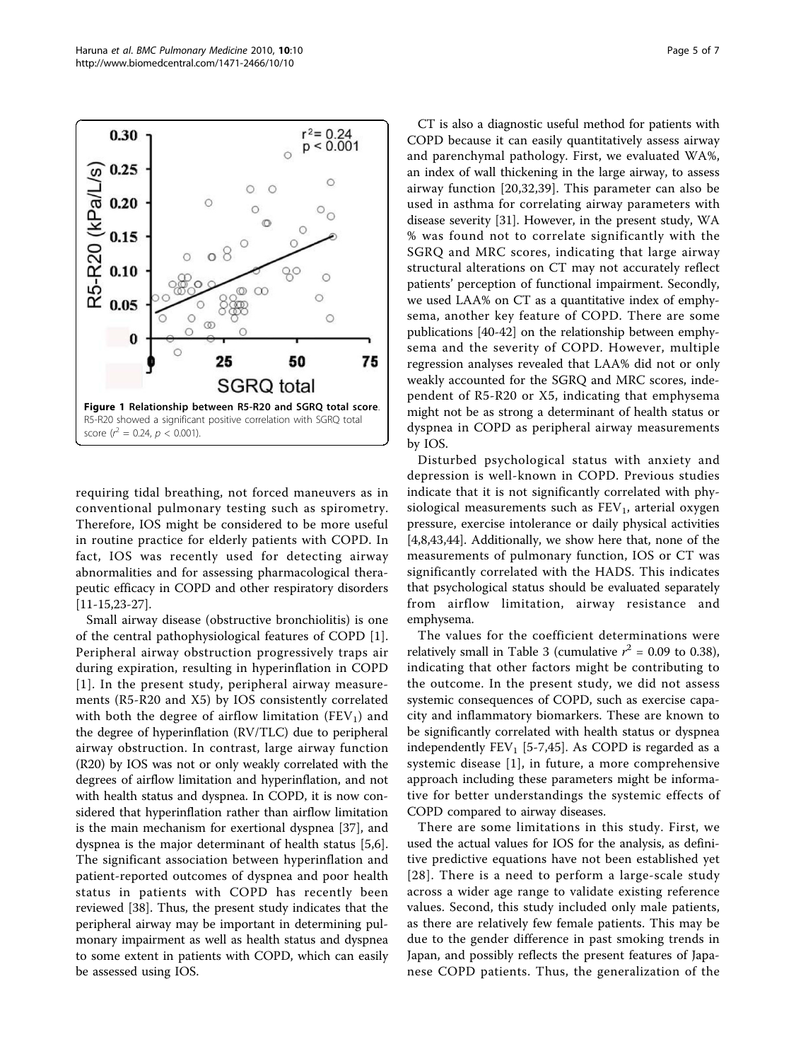**Figure 1 Relationship between R5-R20 and SGRQ total score**. R5-R20 showed a significant positive correlation with SGRQ total score ($r^2 = 0.24$, $p < 0.001$).

requiring tidal breathing, not forced maneuvers as in conventional pulmonary testing such as spirometry. Therefore, IOS might be considered to be more useful in routine practice for elderly patients with COPD. In fact, IOS was recently used for detecting airway abnormalities and for assessing pharmacological therapeutic efficacy in COPD and other respiratory disorders [11-15,23-27].

Small airway disease (obstructive bronchiolitis) is one of the central pathophysiological features of COPD [1]. Peripheral airway obstruction progressively traps air during expiration, resulting in hyperinflation in COPD [1]. In the present study, peripheral airway measurements (R5-R20 and X5) by IOS consistently correlated with both the degree of airflow limitation ($FEV_1$) and the degree of hyperinflation (RV/TLC) due to peripheral airway obstruction. In contrast, large airway function (R20) by IOS was not or only weakly correlated with the degrees of airflow limitation and hyperinflation, and not with health status and dyspnea. In COPD, it is now considered that hyperinflation rather than airflow limitation is the main mechanism for exertional dyspnea [37], and dyspnea is the major determinant of health status [5,6]. The significant association between hyperinflation and patient-reported outcomes of dyspnea and poor health status in patients with COPD has recently been reviewed [38]. Thus, the present study indicates that the peripheral airway may be important in determining pulmonary impairment as well as health status and dyspnea to some extent in patients with COPD, which can easily be assessed using IOS.

CT is also a diagnostic useful method for patients with COPD because it can easily quantitatively assess airway and parenchymal pathology. First, we evaluated WA%, an index of wall thickening in the large airway, to assess airway function [20,32,39]. This parameter can also be used in asthma for correlating airway parameters with disease severity [31]. However, in the present study, WA % was found not to correlate significantly with the SGRQ and MRC scores, indicating that large airway structural alterations on CT may not accurately reflect patients' perception of functional impairment. Secondly, we used LAA% on CT as a quantitative index of emphysema, another key feature of COPD. There are some publications [40-42] on the relationship between emphysema and the severity of COPD. However, multiple regression analyses revealed that LAA% did not or only weakly accounted for the SGRQ and MRC scores, independent of R5-R20 or X5, indicating that emphysema might not be as strong a determinant of health status or dyspnea in COPD as peripheral airway measurements by IOS.

Disturbed psychological status with anxiety and depression is well-known in COPD. Previous studies indicate that it is not significantly correlated with physiological measurements such as $FEV_1$, arterial oxygen pressure, exercise intolerance or daily physical activities [4,8,43,44]. Additionally, we show here that, none of the measurements of pulmonary function, IOS or CT was significantly correlated with the HADS. This indicates that psychological status should be evaluated separately from airflow limitation, airway resistance and emphysema.

The values for the coefficient determinations were relatively small in Table 3 (cumulative $r^2 = 0.09$ to 0.38), indicating that other factors might be contributing to the outcome. In the present study, we did not assess systemic consequences of COPD, such as exercise capacity and inflammatory biomarkers. These are known to be significantly correlated with health status or dyspnea independently $FEV_1$ [5-7,45]. As COPD is regarded as a systemic disease [1], in future, a more comprehensive approach including these parameters might be informative for better understandings the systemic effects of COPD compared to airway diseases.

There are some limitations in this study. First, we used the actual values for IOS for the analysis, as definitive predictive equations have not been established yet [28]. There is a need to perform a large-scale study across a wider age range to validate existing reference values. Second, this study included only male patients, as there are relatively few female patients. This may be due to the gender difference in past smoking trends in Japan, and possibly reflects the present features of Japanese COPD patients. Thus, the generalization of the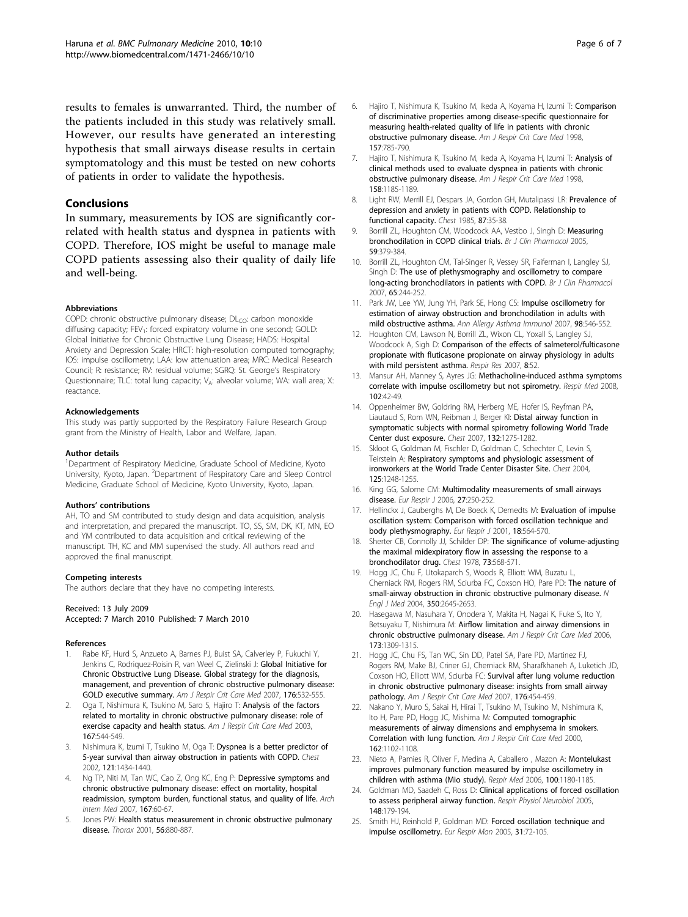results to females is unwarranted. Third, the number of the patients included in this study was relatively small. However, our results have generated an interesting hypothesis that small airways disease results in certain symptomatology and this must be tested on new cohorts of patients in order to validate the hypothesis.

## Conclusions

In summary, measurements by IOS are significantly correlated with health status and dyspnea in patients with COPD. Therefore, IOS might be useful to manage male COPD patients assessing also their quality of daily life and well-being.

#### Abbreviations

COPD: chronic obstructive pulmonary disease; $DL_{CO}$: carbon monoxide diffusing capacity; $FEV_1$: forced expiratory volume in one second; GOLD: Global Initiative for Chronic Obstructive Lung Disease; HADS: Hospital Anxiety and Depression Scale; HRCT: high-resolution computed tomography; IOS: impulse oscillometry; LAA: low attenuation area; MRC: Medical Research Council; R: resistance; RV: residual volume; SGRQ: St. George's Respiratory Questionnaire; TLC: total lung capacity; $V_A$: alveolar volume; WA: wall area; X: reactance.

#### Acknowledgements

This study was partly supported by the Respiratory Failure Research Group grant from the Ministry of Health, Labor and Welfare, Japan.

#### Author details

[1]Department of Respiratory Medicine, Graduate School of Medicine, Kyoto University, Kyoto, Japan. [2]Department of Respiratory Care and Sleep Control Medicine, Graduate School of Medicine, Kyoto University, Kyoto, Japan.

#### Authors' contributions

AH, TO and SM contributed to study design and data acquisition, analysis and interpretation, and prepared the manuscript. TO, SS, SM, DK, KT, MN, EO and YM contributed to data acquisition and critical reviewing of the manuscript. TH, KC and MM supervised the study. All authors read and approved the final manuscript.

#### Competing interests

The authors declare that they have no competing interests.

Received: 13 July 2009
Accepted: 7 March 2010 Published: 7 March 2010

#### References

1. Rabe KF, Hurd S, Anzueto A, Barnes PJ, Buist SA, Calverley P, Fukuchi Y, Jenkins C, Rodriquez-Roisin R, van Weel C, Zielinski J: Global Initiative for Chronic Obstructive Lung Disease. Global strategy for the diagnosis, management, and prevention of chronic obstructive pulmonary disease: GOLD executive summary. *Am J Respir Crit Care Med* 2007, 176:532-555.
2. Oga T, Nishimura K, Tsukino M, Saro S, Hajiro T: Analysis of the factors related to mortality in chronic obstructive pulmonary disease: role of exercise capacity and health status. *Am J Respir Crit Care Med* 2003, 167:544-549.
3. Nishimura K, Izumi T, Tsukino M, Oga T: Dyspnea is a better predictor of 5-year survival than airway obstruction in patients with COPD. *Chest* 2002, 121:1434-1440.
4. Ng TP, Niti M, Tan WC, Cao Z, Ong KC, Eng P: Depressive symptoms and chronic obstructive pulmonary disease: effect on mortality, hospital readmission, symptom burden, functional status, and quality of life. *Arch Intern Med* 2007, 167:60-67.
5. Jones PW: Health status measurement in chronic obstructive pulmonary disease. *Thorax* 2001, 56:880-887.
6. Hajiro T, Nishimura K, Tsukino M, Ikeda A, Koyama H, Izumi T: Comparison of discriminative properties among disease-specific questionnaire for measuring health-related quality of life in patients with chronic obstructive pulmonary disease. *Am J Respir Crit Care Med* 1998, 157:785-790.
7. Hajiro T, Nishimura K, Tsukino M, Ikeda A, Koyama H, Izumi T: Analysis of clinical methods used to evaluate dyspnea in patients with chronic obstructive pulmonary disease. *Am J Respir Crit Care Med* 1998, 158:1185-1189.
8. Light RW, Merrill EJ, Despars JA, Gordon GH, Mutalipassi LR: Prevalence of depression and anxiety in patients with COPD. Relationship to functional capacity. *Chest* 1985, 87:35-38.
9. Borrill ZL, Houghton CM, Woodcock AA, Vestbo J, Singh D: Measuring bronchodilation in COPD clinical trials. *Br J Clin Pharmacol* 2005, 59:379-384.
10. Borrill ZL, Houghton CM, Tal-Singer R, Vessey SR, Faiferman I, Langley SJ, Singh D: The use of plethysmography and oscillometry to compare long-acting bronchodilators in patients with COPD. *Br J Clin Pharmacol* 2007, 65:244-252.
11. Park JW, Lee YW, Jung YH, Park SE, Hong CS: Impulse oscillometry for estimation of airway obstruction and bronchodilation in adults with mild obstructive asthma. *Ann Allergy Asthma Immunol* 2007, 98:546-552.
12. Houghton CM, Lawson N, Borrill ZL, Wixon CL, Yoxall S, Langley SJ, Woodcock A, Sigh D: Comparison of the effects of salmeterol/fulticasone propionate with fluticasone propionate on airway physiology in adults with mild persistent asthma. *Respir Res* 2007, 8:52.
13. Mansur AH, Manney S, Ayres JG: Methacholine-induced asthma symptoms correlate with impulse oscillometry but not spirometry. *Respir Med* 2008, 102:42-49.
14. Oppenheimer BW, Goldring RM, Herberg ME, Hofer IS, Reyfman PA, Liautaud S, Rom WN, Reibman J, Berger KI: Distal airway function in symptomatic subjects with normal spirometry following World Trade Center dust exposure. *Chest* 2007, 132:1275-1282.
15. Skloot G, Goldman M, Fischler D, Goldman C, Schechter C, Levin S, Teirstein A: Respiratory symptoms and physiologic assessment of ironworkers at the World Trade Center Disaster Site. *Chest* 2004, 125:1248-1255.
16. King GG, Salome CM: Multimodality measurements of small airways disease. *Eur Respir J* 2006, 27:250-252.
17. Hellinckx J, Cauberghs M, De Boeck K, Demedts M: Evaluation of impulse oscillation system: Comparison with forced oscillation technique and body plethysmography. *Eur Respir J* 2001, 18:564-570.
18. Sherter CB, Connolly JJ, Schilder DP: The significance of volume-adjusting the maximal midexpiratory flow in assessing the response to a bronchodilator drug. *Chest* 1978, 73:568-571.
19. Hogg JC, Chu F, Utokaparch S, Woods R, Elliott WM, Buzatu L, Cherniack RM, Rogers RM, Sciurba FC, Coxson HO, Pare PD: The nature of small-airway obstruction in chronic obstructive pulmonary disease. *N Engl J Med* 2004, 350:2645-2653.
20. Hasegawa M, Nasuhara Y, Onodera Y, Makita H, Nagai K, Fuke S, Ito Y, Betsuyaku T, Nishimura M: Airflow limitation and airway dimensions in chronic obstructive pulmonary disease. *Am J Respir Crit Care Med* 2006, 173:1309-1315.
21. Hogg JC, Chu FS, Tan WC, Sin DD, Patel SA, Pare PD, Martinez FJ, Rogers RM, Make BJ, Criner GJ, Cherniack RM, Sharafkhaneh A, Luketich JD, Coxson HO, Elliott WM, Sciurba FC: Survival after lung volume reduction in chronic obstructive pulmonary disease: insights from small airway pathology. *Am J Respir Crit Care Med* 2007, 176:454-459.
22. Nakano Y, Muro S, Sakai H, Hirai T, Tsukino M, Tsukino M, Nishimura K, Ito H, Pare PD, Hogg JC, Mishima M: Computed tomographic measurements of airway dimensions and emphysema in smokers. Correlation with lung function. *Am J Respir Crit Care Med* 2000, 162:1102-1108.
23. Nieto A, Pamies R, Oliver F, Medina A, Caballero , Mazon A: Montelukast improves pulmonary function measured by impulse oscillometry in children with asthma (Mio study). *Respir Med* 2006, 100:1180-1185.
24. Goldman MD, Saadeh C, Ross D: Clinical applications of forced oscillation to assess peripheral airway function. *Respir Physiol Neurobiol* 2005, 148:179-194.
25. Smith HJ, Reinhold P, Goldman MD: Forced oscillation technique and impulse oscillometry. *Eur Respir Mon* 2005, 31:72-105.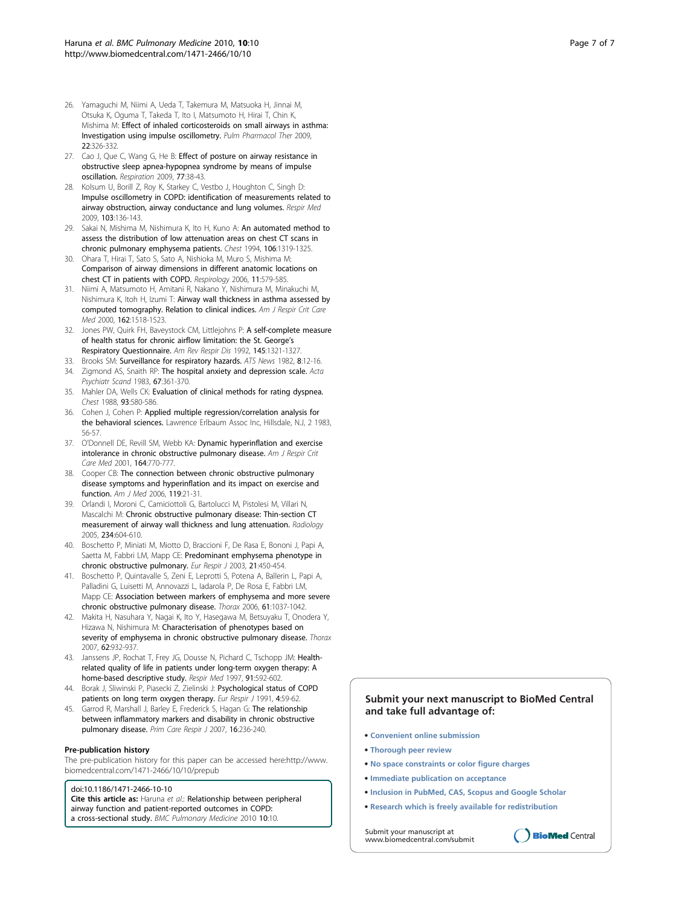26. Yamaguchi M, Niimi A, Ueda T, Takemura M, Matsuoka H, Jinnai M, Otsuka K, Oguma T, Takeda T, Ito I, Matsumoto H, Hirai T, Chin K, Mishima M: **Effect of inhaled corticosteroids on small airways in asthma: Investigation using impulse oscillometry.** *Pulm Pharmacol Ther* 2009, **22**:326-332.
27. Cao J, Que C, Wang G, He B: **Effect of posture on airway resistance in obstructive sleep apnea-hypopnea syndrome by means of impulse oscillation.** *Respiration* 2009, **77**:38-43.
28. Kolsum U, Borill Z, Roy K, Starkey C, Vestbo J, Houghton C, Singh D: **Impulse oscillometry in COPD: identification of measurements related to airway obstruction, airway conductance and lung volumes.** *Respir Med* 2009, **103**:136-143.
29. Sakai N, Mishima M, Nishimura K, Ito H, Kuno A: **An automated method to assess the distribution of low attenuation areas on chest CT scans in chronic pulmonary emphysema patients.** *Chest* 1994, **106**:1319-1325.
30. Ohara T, Hirai T, Sato S, Sato A, Nishioka M, Muro S, Mishima M: **Comparison of airway dimensions in different anatomic locations on chest CT in patients with COPD.** *Respirology* 2006, **11**:579-585.
31. Niimi A, Matsumoto H, Amitani R, Nakano Y, Nishimura M, Minakuchi M, Nishimura K, Itoh H, Izumi T: **Airway wall thickness in asthma assessed by computed tomography. Relation to clinical indices.** *Am J Respir Crit Care Med* 2000, **162**:1518-1523.
32. Jones PW, Quirk FH, Baveystock CM, Littlejohns P: **A self-complete measure of health status for chronic airflow limitation: the St. George's Respiratory Questionnaire.** *Am Rev Respir Dis* 1992, **145**:1321-1327.
33. Brooks SM: **Surveillance for respiratory hazards.** *ATS News* 1982, **8**:12-16.
34. Zigmond AS, Snaith RP: **The hospital anxiety and depression scale.** *Acta Psychiatr Scand* 1983, **67**:361-370.
35. Mahler DA, Wells CK: **Evaluation of clinical methods for rating dyspnea.** *Chest* 1988, **93**:580-586.
36. Cohen J, Cohen P: **Applied multiple regression/correlation analysis for the behavioral sciences.** Lawrence Erlbaum Assoc Inc, Hillsdale, N.J, 2 1983, 56-57.
37. O'Donnell DE, Revill SM, Webb KA: **Dynamic hyperinflation and exercise intolerance in chronic obstructive pulmonary disease.** *Am J Respir Crit Care Med* 2001, **164**:770-777.
38. Cooper CB: **The connection between chronic obstructive pulmonary disease symptoms and hyperinflation and its impact on exercise and function.** *Am J Med* 2006, **119**:21-31.
39. Orlandi I, Moroni C, Camiciottoli G, Bartolucci M, Pistolesi M, Villari N, Mascalchi M: **Chronic obstructive pulmonary disease: Thin-section CT measurement of airway wall thickness and lung attenuation.** *Radiology* 2005, **234**:604-610.
40. Boschetto P, Miniati M, Miotto D, Braccioni F, De Rasa E, Bononi J, Papi A, Saetta M, Fabbri LM, Mapp CE: **Predominant emphysema phenotype in chronic obstructive pulmonary.** *Eur Respir J* 2003, **21**:450-454.
41. Boschetto P, Quintavalle S, Zeni E, Leprotti S, Potena A, Ballerin L, Papi A, Palladini G, Luisetti M, Annovazzi L, Iadarola P, De Rosa E, Fabbri LM, Mapp CE: **Association between markers of emphysema and more severe chronic obstructive pulmonary disease.** *Thorax* 2006, **61**:1037-1042.
42. Makita H, Nasuhara Y, Nagai K, Ito Y, Hasegawa M, Betsuyaku T, Onodera Y, Hizawa N, Nishimura M: **Characterisation of phenotypes based on severity of emphysema in chronic obstructive pulmonary disease.** *Thorax* 2007, **62**:932-937.
43. Janssens JP, Rochat T, Frey JG, Dousse N, Pichard C, Tschopp JM: **Health-related quality of life in patients under long-term oxygen therapy: A home-based descriptive study.** *Respir Med* 1997, **91**:592-602.
44. Borak J, Sliwinski P, Piasecki Z, Zielinski J: **Psychological status of COPD patients on long term oxygen therapy.** *Eur Respir J* 1991, **4**:59-62.
45. Garrod R, Marshall J, Barley E, Frederick S, Hagan G: **The relationship between inflammatory markers and disability in chronic obstructive pulmonary disease.** *Prim Care Respir J* 2007, **16**:236-240.

### Pre-publication history

The pre-publication history for this paper can be accessed here:http://www.biomedcentral.com/1471-2466/10/10/prepub

doi:10.1186/1471-2466-10-10

**Cite this article as:** Haruna *et al.*: Relationship between peripheral airway function and patient-reported outcomes in COPD: a cross-sectional study. *BMC Pulmonary Medicine* 2010 **10**:10.

**Submit your next manuscript to BioMed Central and take full advantage of:**

- Convenient online submission
- Thorough peer review
- No space constraints or color figure charges
- Immediate publication on acceptance
- Inclusion in PubMed, CAS, Scopus and Google Scholar
- Research which is freely available for redistribution

Submit your manuscript at www.biomedcentral.com/submit

BioMed Central